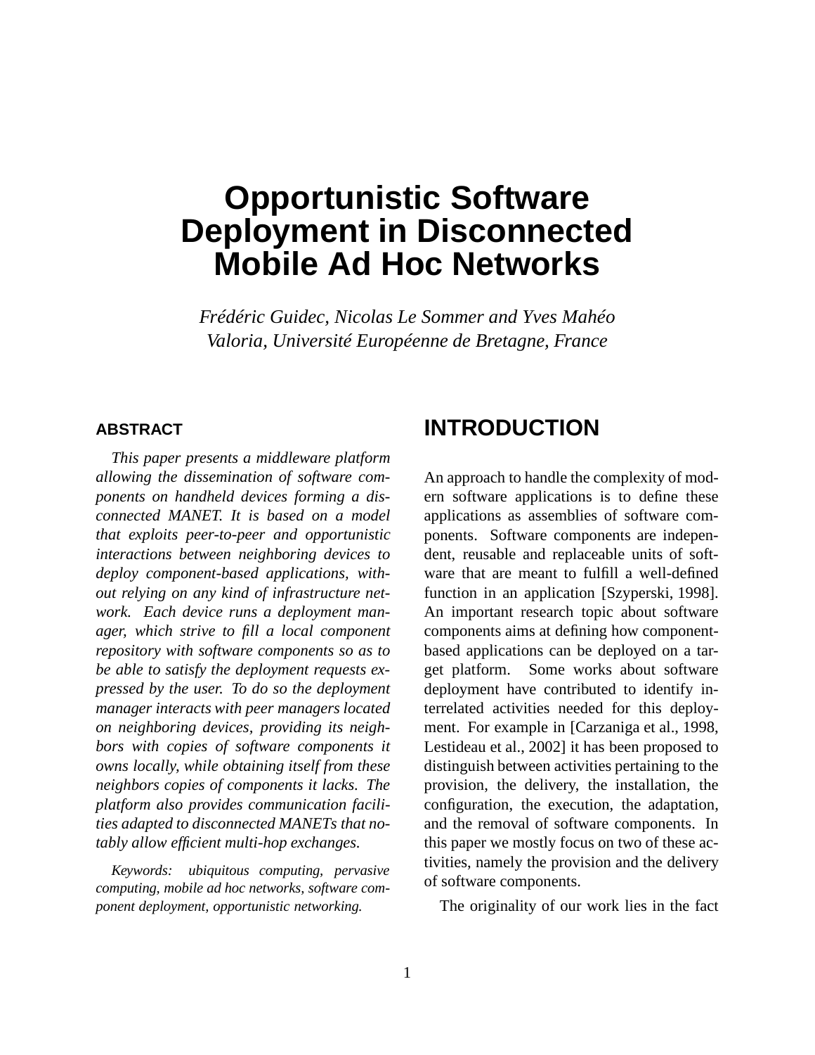# Opportunistic Software Deployment in Disconnected Mobile Ad Hoc Networks

*Frédéric Guidec, Nicolas Le Sommer and Yves Mahéo*
*Valoria, Université Européenne de Bretagne, France*

### ABSTRACT

*This paper presents a middleware platform allowing the dissemination of software components on handheld devices forming a disconnected MANET. It is based on a model that exploits peer-to-peer and opportunistic interactions between neighboring devices to deploy component-based applications, without relying on any kind of infrastructure network. Each device runs a deployment manager, which strive to fill a local component repository with software components so as to be able to satisfy the deployment requests expressed by the user. To do so the deployment manager interacts with peer managers located on neighboring devices, providing its neighbors with copies of software components it owns locally, while obtaining itself from these neighbors copies of components it lacks. The platform also provides communication facilities adapted to disconnected MANETs that notably allow efficient multi-hop exchanges.*

*Keywords: ubiquitous computing, pervasive computing, mobile ad hoc networks, software component deployment, opportunistic networking.*

## INTRODUCTION

An approach to handle the complexity of modern software applications is to define these applications as assemblies of software components. Software components are independent, reusable and replaceable units of software that are meant to fulfill a well-defined function in an application [Szyperski, 1998]. An important research topic about software components aims at defining how component-based applications can be deployed on a target platform. Some works about software deployment have contributed to identify interrelated activities needed for this deployment. For example in [Carzaniga et al., 1998, Lestideau et al., 2002] it has been proposed to distinguish between activities pertaining to the provision, the delivery, the installation, the configuration, the execution, the adaptation, and the removal of software components. In this paper we mostly focus on two of these activities, namely the provision and the delivery of software components.

The originality of our work lies in the fact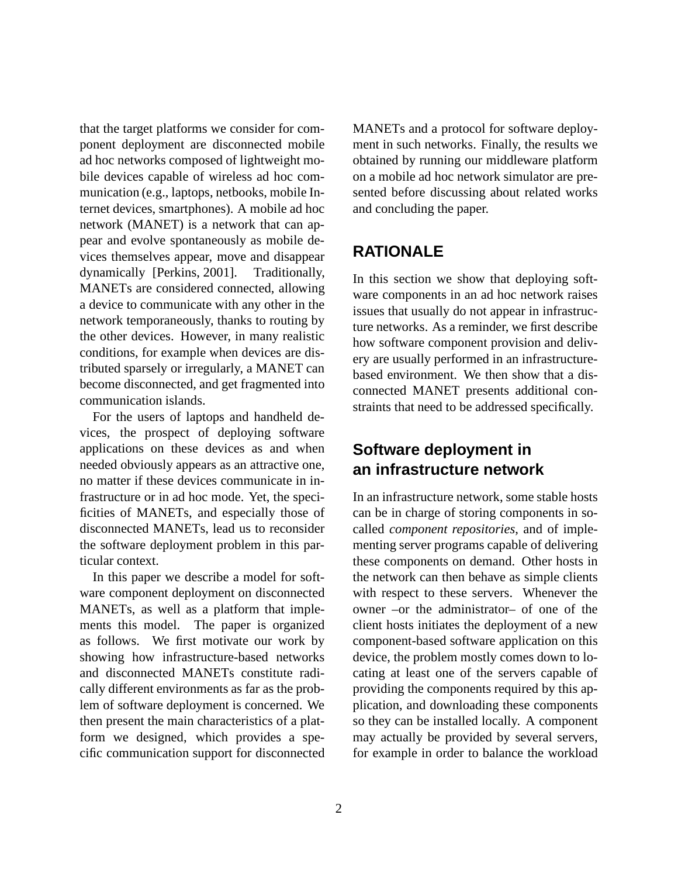that the target platforms we consider for component deployment are disconnected mobile ad hoc networks composed of lightweight mobile devices capable of wireless ad hoc communication (e.g., laptops, netbooks, mobile Internet devices, smartphones). A mobile ad hoc network (MANET) is a network that can appear and evolve spontaneously as mobile devices themselves appear, move and disappear dynamically [Perkins, 2001]. Traditionally, MANETs are considered connected, allowing a device to communicate with any other in the network temporaneously, thanks to routing by the other devices. However, in many realistic conditions, for example when devices are distributed sparsely or irregularly, a MANET can become disconnected, and get fragmented into communication islands.

For the users of laptops and handheld devices, the prospect of deploying software applications on these devices as and when needed obviously appears as an attractive one, no matter if these devices communicate in infrastructure or in ad hoc mode. Yet, the specificities of MANETs, and especially those of disconnected MANETs, lead us to reconsider the software deployment problem in this particular context.

In this paper we describe a model for software component deployment on disconnected MANETs, as well as a platform that implements this model. The paper is organized as follows. We first motivate our work by showing how infrastructure-based networks and disconnected MANETs constitute radically different environments as far as the problem of software deployment is concerned. We then present the main characteristics of a platform we designed, which provides a specific communication support for disconnected MANETs and a protocol for software deployment in such networks. Finally, the results we obtained by running our middleware platform on a mobile ad hoc network simulator are presented before discussing about related works and concluding the paper.

## RATIONALE

In this section we show that deploying software components in an ad hoc network raises issues that usually do not appear in infrastructure networks. As a reminder, we first describe how software component provision and delivery are usually performed in an infrastructure-based environment. We then show that a disconnected MANET presents additional constraints that need to be addressed specifically.

### Software deployment in an infrastructure network

In an infrastructure network, some stable hosts can be in charge of storing components in so-called *component repositories*, and of implementing server programs capable of delivering these components on demand. Other hosts in the network can then behave as simple clients with respect to these servers. Whenever the owner –or the administrator– of one of the client hosts initiates the deployment of a new component-based software application on this device, the problem mostly comes down to locating at least one of the servers capable of providing the components required by this application, and downloading these components so they can be installed locally. A component may actually be provided by several servers, for example in order to balance the workload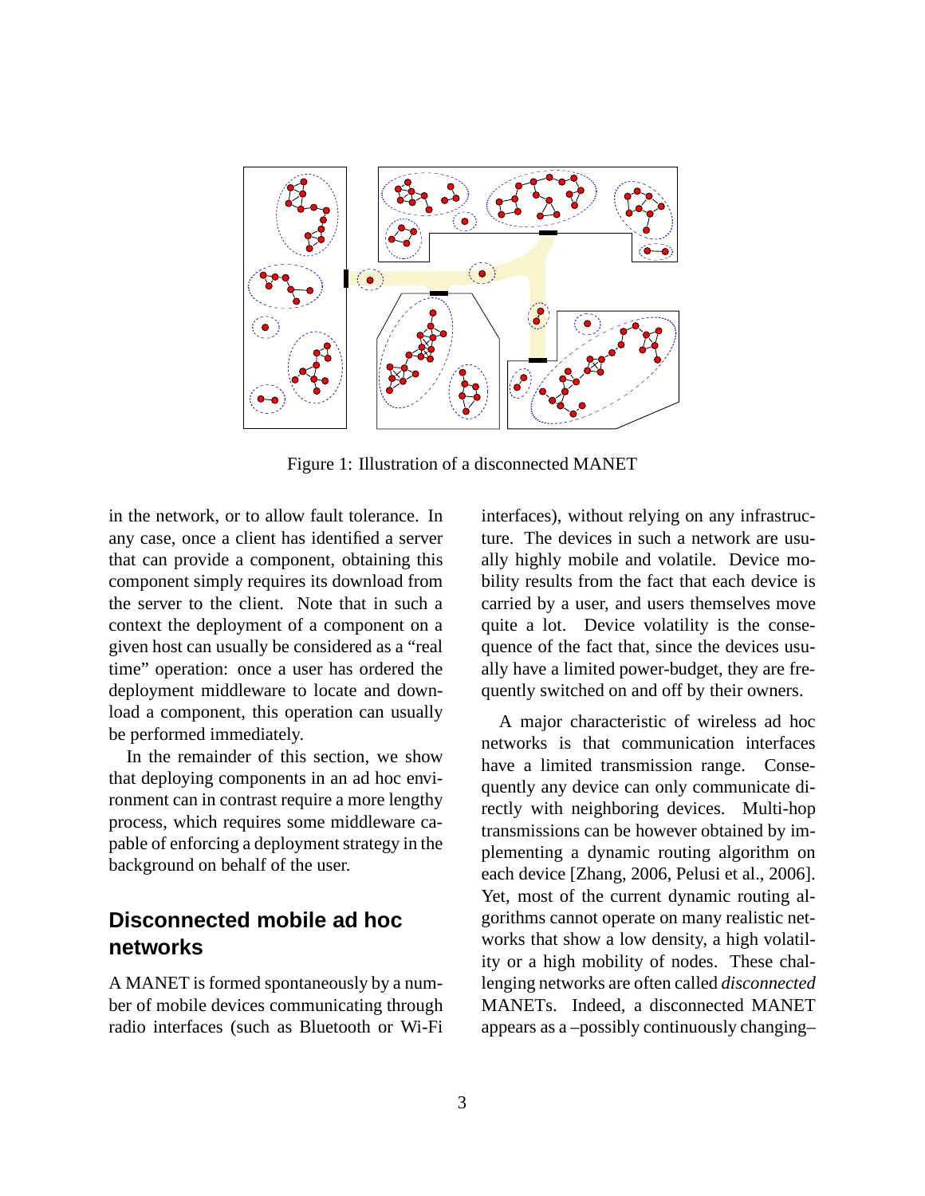Figure 1: Illustration of a disconnected MANET

in the network, or to allow fault tolerance. In any case, once a client has identified a server that can provide a component, obtaining this component simply requires its download from the server to the client. Note that in such a context the deployment of a component on a given host can usually be considered as a "real time" operation: once a user has ordered the deployment middleware to locate and download a component, this operation can usually be performed immediately.

In the remainder of this section, we show that deploying components in an ad hoc environment can in contrast require a more lengthy process, which requires some middleware capable of enforcing a deployment strategy in the background on behalf of the user.

## Disconnected mobile ad hoc networks

A MANET is formed spontaneously by a number of mobile devices communicating through radio interfaces (such as Bluetooth or Wi-Fi interfaces), without relying on any infrastructure. The devices in such a network are usually highly mobile and volatile. Device mobility results from the fact that each device is carried by a user, and users themselves move quite a lot. Device volatility is the consequence of the fact that, since the devices usually have a limited power-budget, they are frequently switched on and off by their owners.

A major characteristic of wireless ad hoc networks is that communication interfaces have a limited transmission range. Consequently any device can only communicate directly with neighboring devices. Multi-hop transmissions can be however obtained by implementing a dynamic routing algorithm on each device [Zhang, 2006, Pelusi et al., 2006]. Yet, most of the current dynamic routing algorithms cannot operate on many realistic networks that show a low density, a high volatility or a high mobility of nodes. These challenging networks are often called *disconnected* MANETs. Indeed, a disconnected MANET appears as a –possibly continuously changing–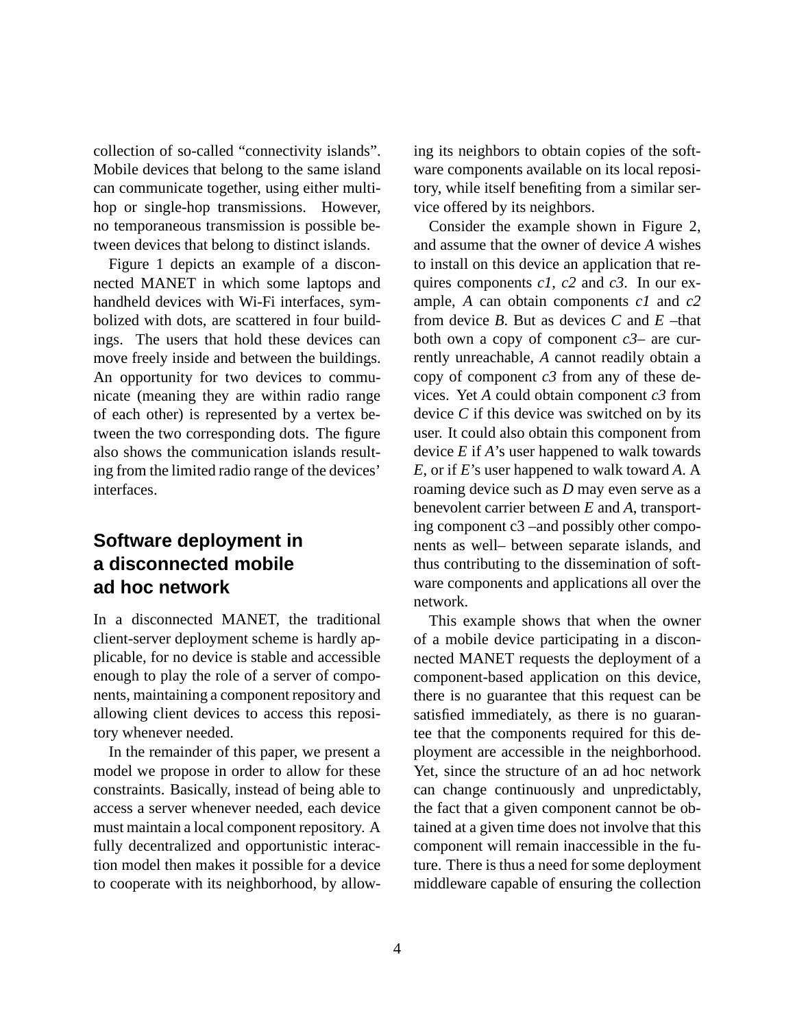collection of so-called "connectivity islands". Mobile devices that belong to the same island can communicate together, using either multi-hop or single-hop transmissions. However, no temporaneous transmission is possible between devices that belong to distinct islands.

Figure 1 depicts an example of a disconnected MANET in which some laptops and handheld devices with Wi-Fi interfaces, symbolized with dots, are scattered in four buildings. The users that hold these devices can move freely inside and between the buildings. An opportunity for two devices to communicate (meaning they are within radio range of each other) is represented by a vertex between the two corresponding dots. The figure also shows the communication islands resulting from the limited radio range of the devices' interfaces.

## Software deployment in a disconnected mobile ad hoc network

In a disconnected MANET, the traditional client-server deployment scheme is hardly applicable, for no device is stable and accessible enough to play the role of a server of components, maintaining a component repository and allowing client devices to access this repository whenever needed.

In the remainder of this paper, we present a model we propose in order to allow for these constraints. Basically, instead of being able to access a server whenever needed, each device must maintain a local component repository. A fully decentralized and opportunistic interaction model then makes it possible for a device to cooperate with its neighborhood, by allowing its neighbors to obtain copies of the software components available on its local repository, while itself benefiting from a similar service offered by its neighbors.

Consider the example shown in Figure 2, and assume that the owner of device *A* wishes to install on this device an application that requires components *c1*, *c2* and *c3*. In our example, *A* can obtain components *c1* and *c2* from device *B*. But as devices *C* and *E* –that both own a copy of component *c3*– are currently unreachable, *A* cannot readily obtain a copy of component *c3* from any of these devices. Yet *A* could obtain component *c3* from device *C* if this device was switched on by its user. It could also obtain this component from device *E* if *A*'s user happened to walk towards *E*, or if *E*'s user happened to walk toward *A*. A roaming device such as *D* may even serve as a benevolent carrier between *E* and *A*, transporting component c3 –and possibly other components as well– between separate islands, and thus contributing to the dissemination of software components and applications all over the network.

This example shows that when the owner of a mobile device participating in a disconnected MANET requests the deployment of a component-based application on this device, there is no guarantee that this request can be satisfied immediately, as there is no guarantee that the components required for this deployment are accessible in the neighborhood. Yet, since the structure of an ad hoc network can change continuously and unpredictably, the fact that a given component cannot be obtained at a given time does not involve that this component will remain inaccessible in the future. There is thus a need for some deployment middleware capable of ensuring the collection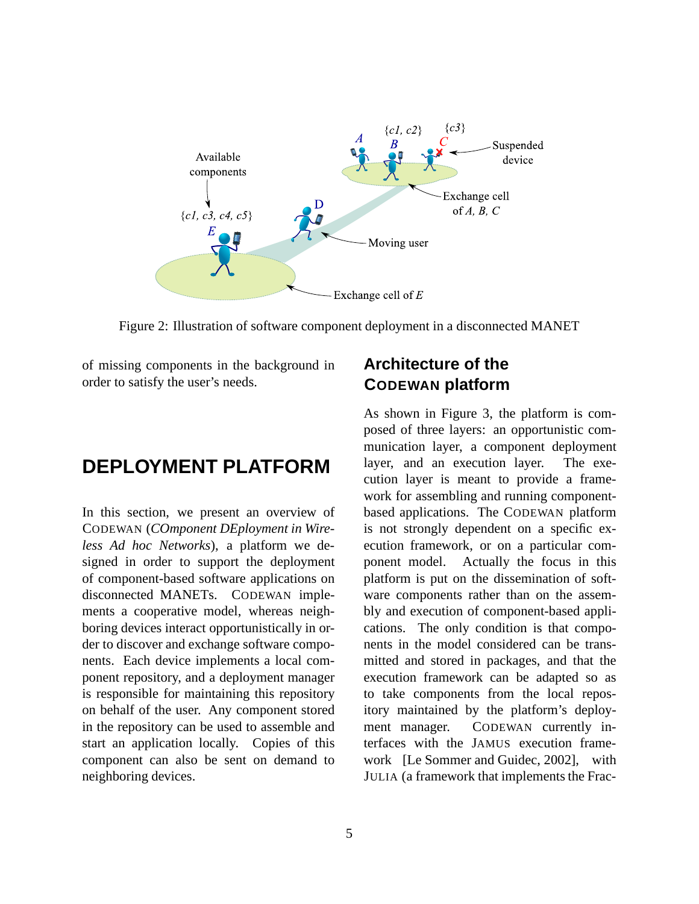Figure 2: Illustration of software component deployment in a disconnected MANET

of missing components in the background in order to satisfy the user's needs.

# DEPLOYMENT PLATFORM

In this section, we present an overview of CODEWAN (*COmponent DEployment in Wireless Ad hoc Networks*), a platform we designed in order to support the deployment of component-based software applications on disconnected MANETs. CODEWAN implements a cooperative model, whereas neighboring devices interact opportunistically in order to discover and exchange software components. Each device implements a local component repository, and a deployment manager is responsible for maintaining this repository on behalf of the user. Any component stored in the repository can be used to assemble and start an application locally. Copies of this component can also be sent on demand to neighboring devices.

## Architecture of the CODEWAN platform

As shown in Figure 3, the platform is composed of three layers: an opportunistic communication layer, a component deployment layer, and an execution layer. The execution layer is meant to provide a framework for assembling and running component-based applications. The CODEWAN platform is not strongly dependent on a specific execution framework, or on a particular component model. Actually the focus in this platform is put on the dissemination of software components rather than on the assembly and execution of component-based applications. The only condition is that components in the model considered can be transmitted and stored in packages, and that the execution framework can be adapted so as to take components from the local repository maintained by the platform's deployment manager. CODEWAN currently interfaces with the JAMUS execution framework [Le Sommer and Guidec, 2002], with JULIA (a framework that implements the Frac-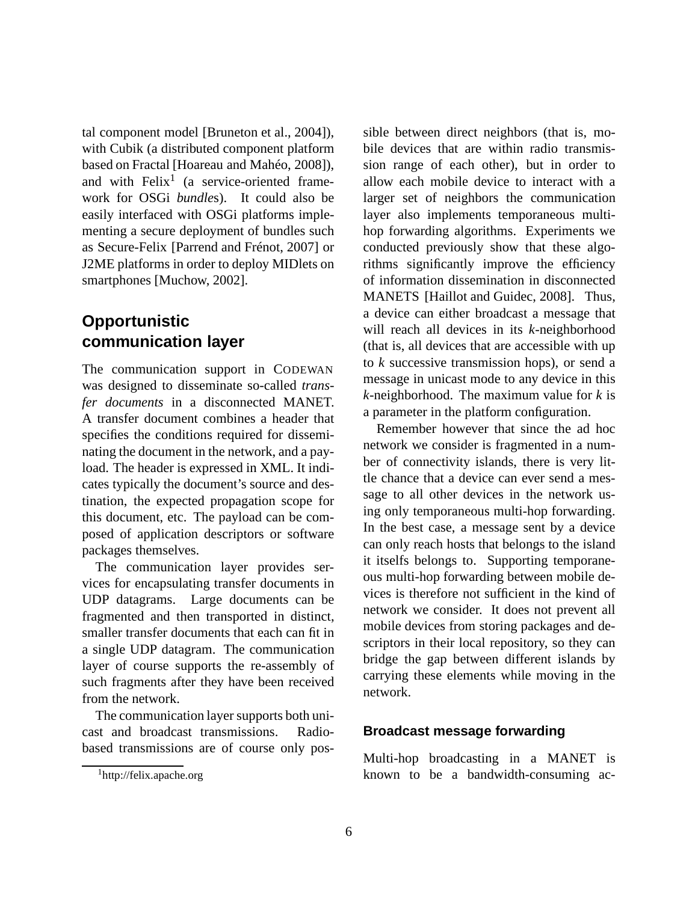tal component model [Bruneton et al., 2004]), with Cubik (a distributed component platform based on Fractal [Hoareau and Mahéo, 2008]), and with Felix[1] (a service-oriented framework for OSGi *bundle*s). It could also be easily interfaced with OSGi platforms implementing a secure deployment of bundles such as Secure-Felix [Parrend and Frénot, 2007] or J2ME platforms in order to deploy MIDlets on smartphones [Muchow, 2002].

## Opportunistic communication layer

The communication support in CODEWAN was designed to disseminate so-called *transfer documents* in a disconnected MANET. A transfer document combines a header that specifies the conditions required for disseminating the document in the network, and a payload. The header is expressed in XML. It indicates typically the document's source and destination, the expected propagation scope for this document, etc. The payload can be composed of application descriptors or software packages themselves.

The communication layer provides services for encapsulating transfer documents in UDP datagrams. Large documents can be fragmented and then transported in distinct, smaller transfer documents that each can fit in a single UDP datagram. The communication layer of course supports the re-assembly of such fragments after they have been received from the network.

The communication layer supports both unicast and broadcast transmissions. Radio-based transmissions are of course only possible between direct neighbors (that is, mobile devices that are within radio transmission range of each other), but in order to allow each mobile device to interact with a larger set of neighbors the communication layer also implements temporaneous multi-hop forwarding algorithms. Experiments we conducted previously show that these algorithms significantly improve the efficiency of information dissemination in disconnected MANETS [Haillot and Guidec, 2008]. Thus, a device can either broadcast a message that will reach all devices in its $k$-neighborhood (that is, all devices that are accessible with up to $k$ successive transmission hops), or send a message in unicast mode to any device in this $k$-neighborhood. The maximum value for $k$ is a parameter in the platform configuration.

Remember however that since the ad hoc network we consider is fragmented in a number of connectivity islands, there is very little chance that a device can ever send a message to all other devices in the network using only temporaneous multi-hop forwarding. In the best case, a message sent by a device can only reach hosts that belongs to the island it itselfs belongs to. Supporting temporaneous multi-hop forwarding between mobile devices is therefore not sufficient in the kind of network we consider. It does not prevent all mobile devices from storing packages and descriptors in their local repository, so they can bridge the gap between different islands by carrying these elements while moving in the network.

### Broadcast message forwarding

Multi-hop broadcasting in a MANET is known to be a bandwidth-consuming ac-

[1] http://felix.apache.org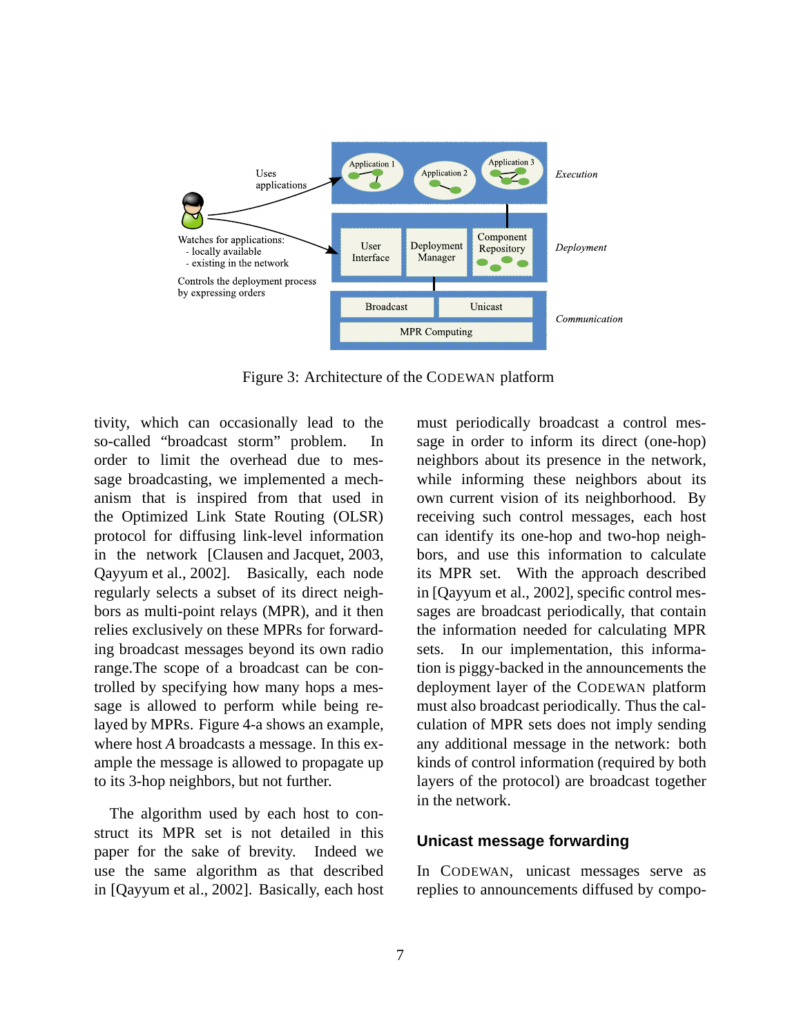Figure 3: Architecture of the CODEWAN platform

tivity, which can occasionally lead to the so-called "broadcast storm" problem. In order to limit the overhead due to message broadcasting, we implemented a mechanism that is inspired from that used in the Optimized Link State Routing (OLSR) protocol for diffusing link-level information in the network [Clausen and Jacquet, 2003, Qayyum et al., 2002]. Basically, each node regularly selects a subset of its direct neighbors as multi-point relays (MPR), and it then relies exclusively on these MPRs for forwarding broadcast messages beyond its own radio range.The scope of a broadcast can be controlled by specifying how many hops a message is allowed to perform while being relayed by MPRs. Figure 4-a shows an example, where host *A* broadcasts a message. In this example the message is allowed to propagate up to its 3-hop neighbors, but not further.

The algorithm used by each host to construct its MPR set is not detailed in this paper for the sake of brevity. Indeed we use the same algorithm as that described in [Qayyum et al., 2002]. Basically, each host must periodically broadcast a control message in order to inform its direct (one-hop) neighbors about its presence in the network, while informing these neighbors about its own current vision of its neighborhood. By receiving such control messages, each host can identify its one-hop and two-hop neighbors, and use this information to calculate its MPR set. With the approach described in [Qayyum et al., 2002], specific control messages are broadcast periodically, that contain the information needed for calculating MPR sets. In our implementation, this information is piggy-backed in the announcements the deployment layer of the CODEWAN platform must also broadcast periodically. Thus the calculation of MPR sets does not imply sending any additional message in the network: both kinds of control information (required by both layers of the protocol) are broadcast together in the network.

### Unicast message forwarding

In CODEWAN, unicast messages serve as replies to announcements diffused by compo-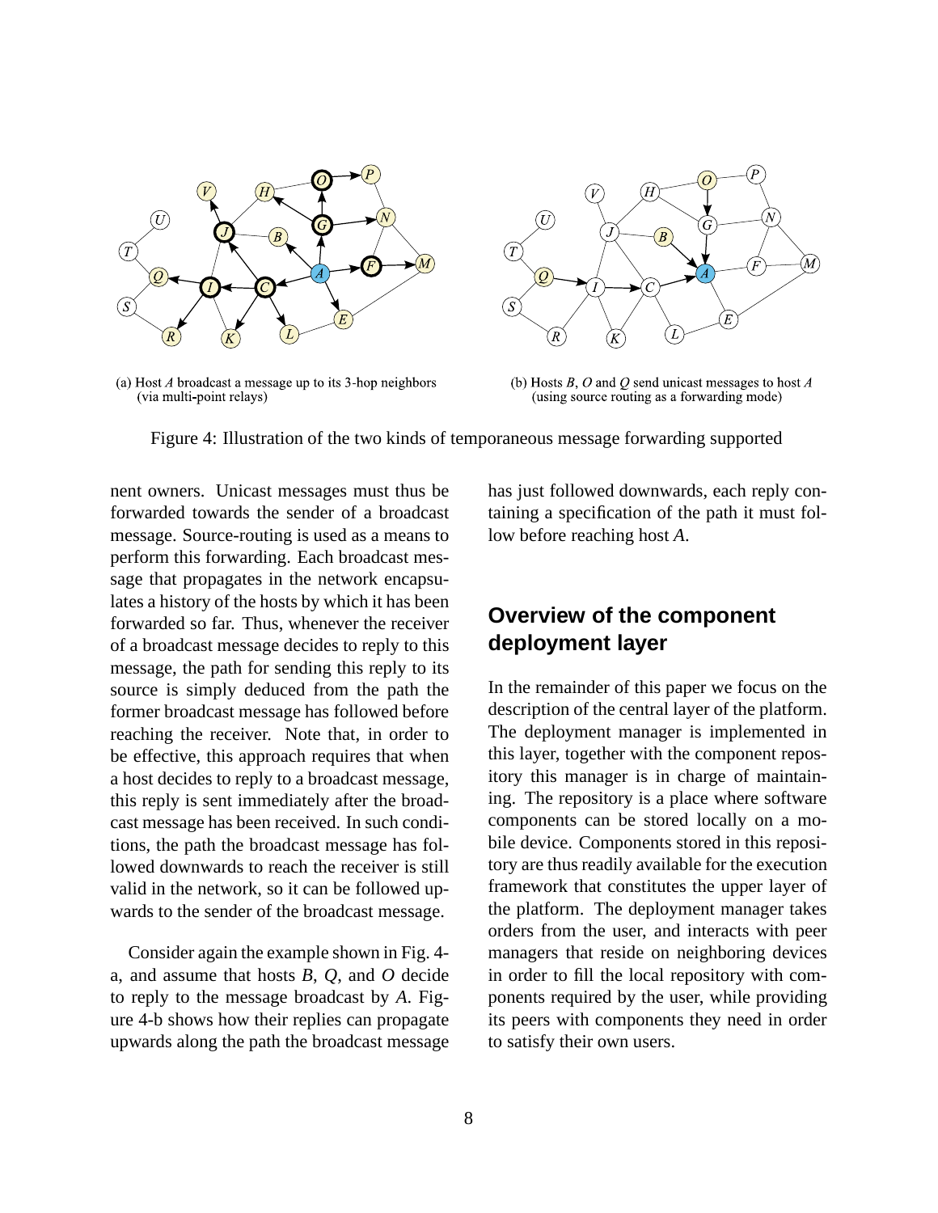(a) Host *A* broadcast a message up to its 3-hop neighbors (via multi-point relays)

(b) Hosts *B*, *O* and *Q* send unicast messages to host *A* (using source routing as a forwarding mode)

Figure 4: Illustration of the two kinds of temporaneous message forwarding supported

nent owners. Unicast messages must thus be forwarded towards the sender of a broadcast message. Source-routing is used as a means to perform this forwarding. Each broadcast message that propagates in the network encapsulates a history of the hosts by which it has been forwarded so far. Thus, whenever the receiver of a broadcast message decides to reply to this message, the path for sending this reply to its source is simply deduced from the path the former broadcast message has followed before reaching the receiver. Note that, in order to be effective, this approach requires that when a host decides to reply to a broadcast message, this reply is sent immediately after the broadcast message has been received. In such conditions, the path the broadcast message has followed downwards to reach the receiver is still valid in the network, so it can be followed upwards to the sender of the broadcast message.

Consider again the example shown in Fig. 4-a, and assume that hosts *B*, *Q*, and *O* decide to reply to the message broadcast by *A*. Figure 4-b shows how their replies can propagate upwards along the path the broadcast message has just followed downwards, each reply containing a specification of the path it must follow before reaching host *A*.

## Overview of the component deployment layer

In the remainder of this paper we focus on the description of the central layer of the platform. The deployment manager is implemented in this layer, together with the component repository this manager is in charge of maintaining. The repository is a place where software components can be stored locally on a mobile device. Components stored in this repository are thus readily available for the execution framework that constitutes the upper layer of the platform. The deployment manager takes orders from the user, and interacts with peer managers that reside on neighboring devices in order to fill the local repository with components required by the user, while providing its peers with components they need in order to satisfy their own users.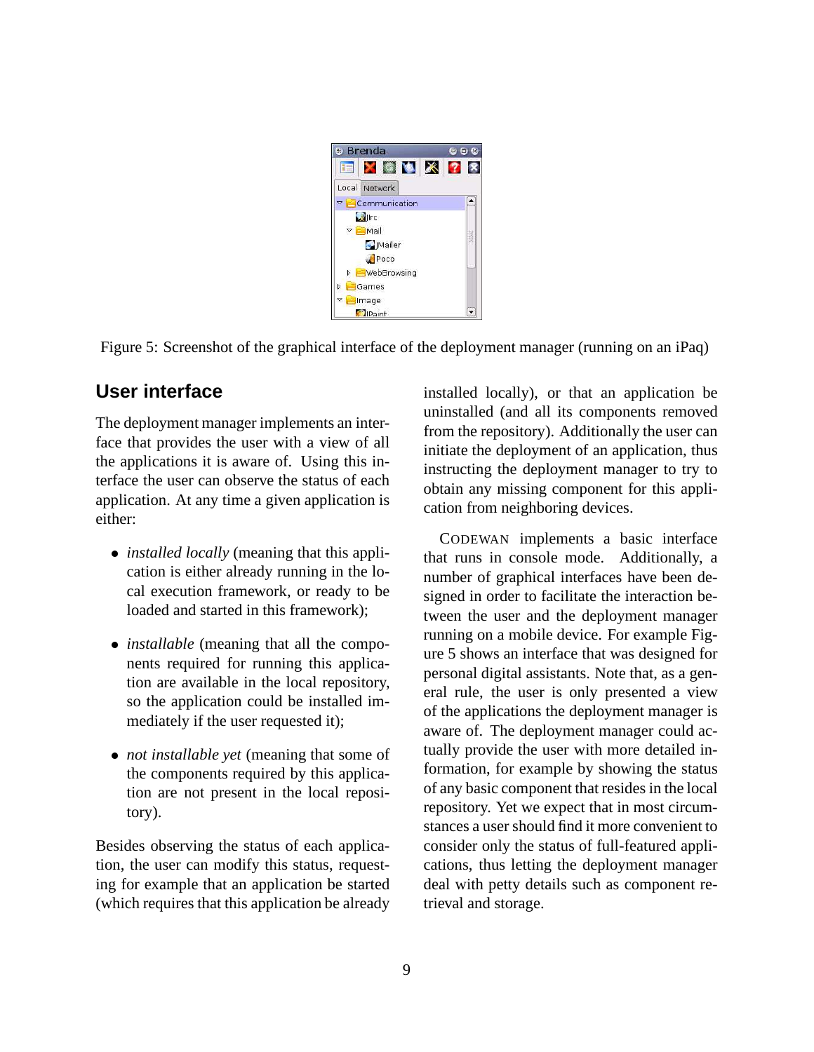Figure 5: Screenshot of the graphical interface of the deployment manager (running on an iPaq)

## User interface

The deployment manager implements an interface that provides the user with a view of all the applications it is aware of. Using this interface the user can observe the status of each application. At any time a given application is either:

- *installed locally* (meaning that this application is either already running in the local execution framework, or ready to be loaded and started in this framework);
- *installable* (meaning that all the components required for running this application are available in the local repository, so the application could be installed immediately if the user requested it);
- *not installable yet* (meaning that some of the components required by this application are not present in the local repository).

Besides observing the status of each application, the user can modify this status, requesting for example that an application be started (which requires that this application be already installed locally), or that an application be uninstalled (and all its components removed from the repository). Additionally the user can initiate the deployment of an application, thus instructing the deployment manager to try to obtain any missing component for this application from neighboring devices.

CODEWAN implements a basic interface that runs in console mode. Additionally, a number of graphical interfaces have been designed in order to facilitate the interaction between the user and the deployment manager running on a mobile device. For example Figure 5 shows an interface that was designed for personal digital assistants. Note that, as a general rule, the user is only presented a view of the applications the deployment manager is aware of. The deployment manager could actually provide the user with more detailed information, for example by showing the status of any basic component that resides in the local repository. Yet we expect that in most circumstances a user should find it more convenient to consider only the status of full-featured applications, thus letting the deployment manager deal with petty details such as component retrieval and storage.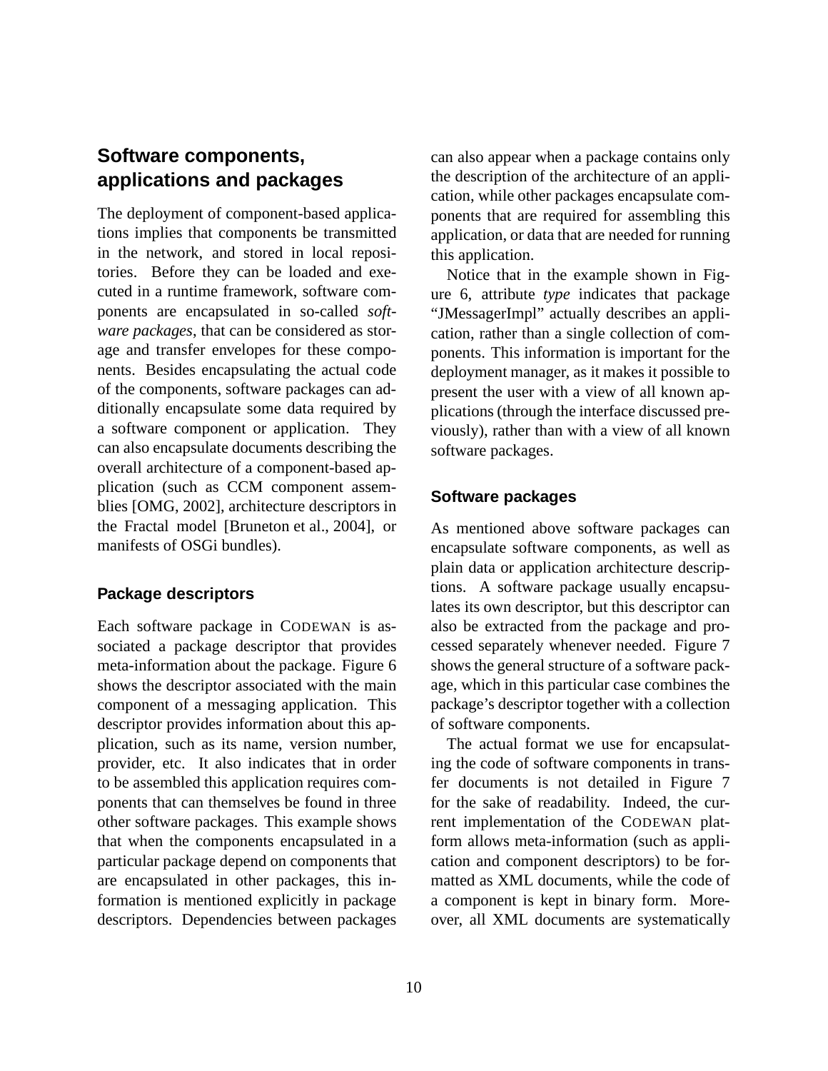## Software components, applications and packages

The deployment of component-based applications implies that components be transmitted in the network, and stored in local repositories. Before they can be loaded and executed in a runtime framework, software components are encapsulated in so-called *software packages*, that can be considered as storage and transfer envelopes for these components. Besides encapsulating the actual code of the components, software packages can additionally encapsulate some data required by a software component or application. They can also encapsulate documents describing the overall architecture of a component-based application (such as CCM component assemblies [OMG, 2002], architecture descriptors in the Fractal model [Bruneton et al., 2004], or manifests of OSGi bundles).

### Package descriptors

Each software package in CODEWAN is associated a package descriptor that provides meta-information about the package. Figure 6 shows the descriptor associated with the main component of a messaging application. This descriptor provides information about this application, such as its name, version number, provider, etc. It also indicates that in order to be assembled this application requires components that can themselves be found in three other software packages. This example shows that when the components encapsulated in a particular package depend on components that are encapsulated in other packages, this information is mentioned explicitly in package descriptors. Dependencies between packages can also appear when a package contains only the description of the architecture of an application, while other packages encapsulate components that are required for assembling this application, or data that are needed for running this application.

Notice that in the example shown in Figure 6, attribute *type* indicates that package "JMessagerImpl" actually describes an application, rather than a single collection of components. This information is important for the deployment manager, as it makes it possible to present the user with a view of all known applications (through the interface discussed previously), rather than with a view of all known software packages.

### Software packages

As mentioned above software packages can encapsulate software components, as well as plain data or application architecture descriptions. A software package usually encapsulates its own descriptor, but this descriptor can also be extracted from the package and processed separately whenever needed. Figure 7 shows the general structure of a software package, which in this particular case combines the package's descriptor together with a collection of software components.

The actual format we use for encapsulating the code of software components in transfer documents is not detailed in Figure 7 for the sake of readability. Indeed, the current implementation of the CODEWAN platform allows meta-information (such as application and component descriptors) to be formatted as XML documents, while the code of a component is kept in binary form. Moreover, all XML documents are systematically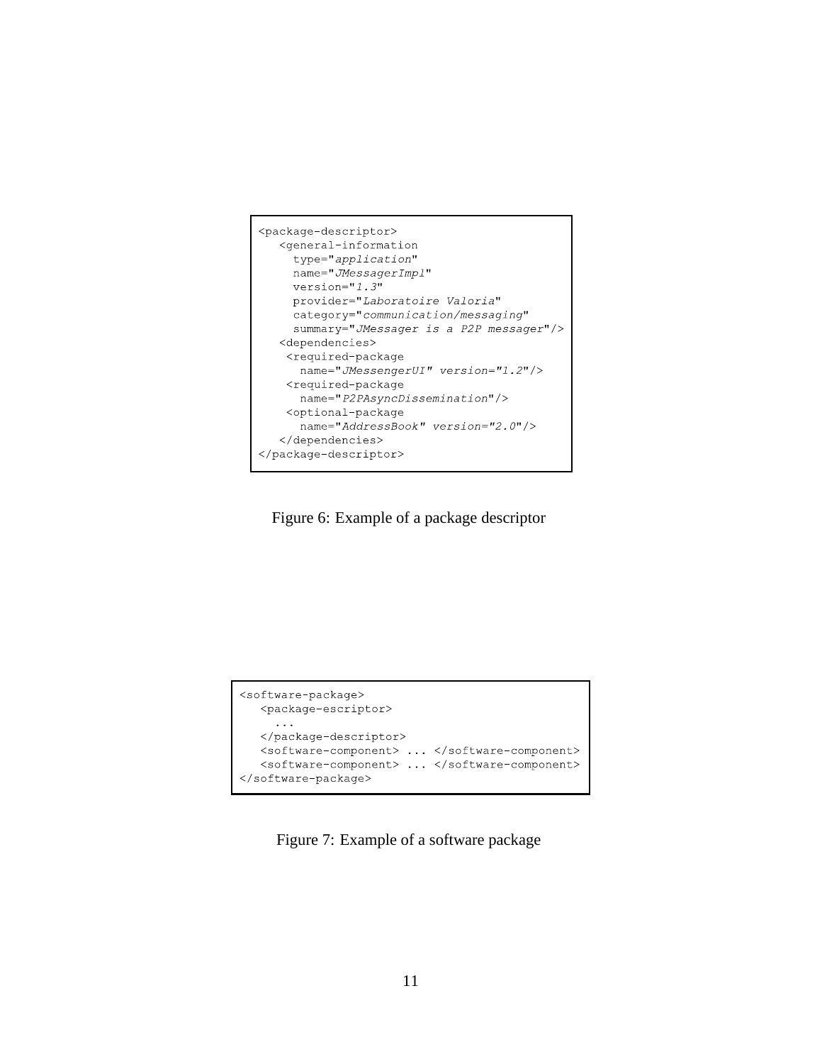```
<package-descriptor>
   <general-information
     type="application"
     name="JMessagerImpl"
     version="1.3"
     provider="Laboratoire Valoria"
     category="communication/messaging"
     summary="JMessager is a P2P messager"/>
   <dependencies>
    <required-package
      name="JMessengerUI" version="1.2"/>
    <required-package
      name="P2PAsyncDissemination"/>
    <optional-package
      name="AddressBook" version="2.0"/>
   </dependencies>
</package-descriptor>
```

Figure 6: Example of a package descriptor

```
<software-package>
   <package-escriptor>
     ...
   </package-descriptor>
   <software-component> ... </software-component>
   <software-component> ... </software-component>
</software-package>
```

Figure 7: Example of a software package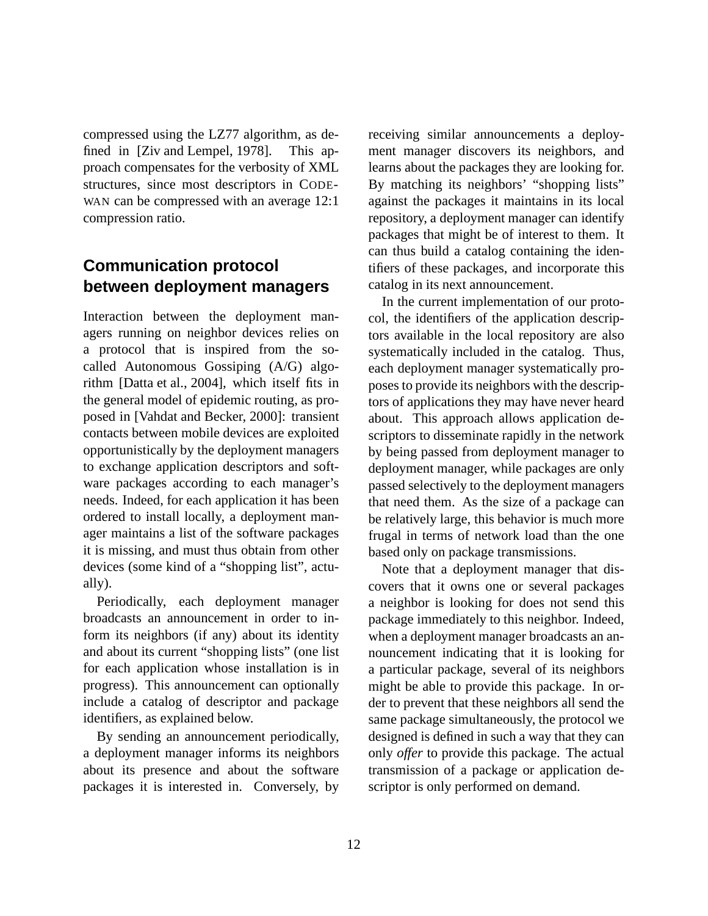compressed using the LZ77 algorithm, as defined in [Ziv and Lempel, 1978]. This approach compensates for the verbosity of XML structures, since most descriptors in CODEWAN can be compressed with an average 12:1 compression ratio.

## Communication protocol between deployment managers

Interaction between the deployment managers running on neighbor devices relies on a protocol that is inspired from the so-called Autonomous Gossiping (A/G) algorithm [Datta et al., 2004], which itself fits in the general model of epidemic routing, as proposed in [Vahdat and Becker, 2000]: transient contacts between mobile devices are exploited opportunistically by the deployment managers to exchange application descriptors and software packages according to each manager's needs. Indeed, for each application it has been ordered to install locally, a deployment manager maintains a list of the software packages it is missing, and must thus obtain from other devices (some kind of a "shopping list", actually).

Periodically, each deployment manager broadcasts an announcement in order to inform its neighbors (if any) about its identity and about its current "shopping lists" (one list for each application whose installation is in progress). This announcement can optionally include a catalog of descriptor and package identifiers, as explained below.

By sending an announcement periodically, a deployment manager informs its neighbors about its presence and about the software packages it is interested in. Conversely, by receiving similar announcements a deployment manager discovers its neighbors, and learns about the packages they are looking for. By matching its neighbors' "shopping lists" against the packages it maintains in its local repository, a deployment manager can identify packages that might be of interest to them. It can thus build a catalog containing the identifiers of these packages, and incorporate this catalog in its next announcement.

In the current implementation of our protocol, the identifiers of the application descriptors available in the local repository are also systematically included in the catalog. Thus, each deployment manager systematically proposes to provide its neighbors with the descriptors of applications they may have never heard about. This approach allows application descriptors to disseminate rapidly in the network by being passed from deployment manager to deployment manager, while packages are only passed selectively to the deployment managers that need them. As the size of a package can be relatively large, this behavior is much more frugal in terms of network load than the one based only on package transmissions.

Note that a deployment manager that discovers that it owns one or several packages a neighbor is looking for does not send this package immediately to this neighbor. Indeed, when a deployment manager broadcasts an announcement indicating that it is looking for a particular package, several of its neighbors might be able to provide this package. In order to prevent that these neighbors all send the same package simultaneously, the protocol we designed is defined in such a way that they can only *offer* to provide this package. The actual transmission of a package or application descriptor is only performed on demand.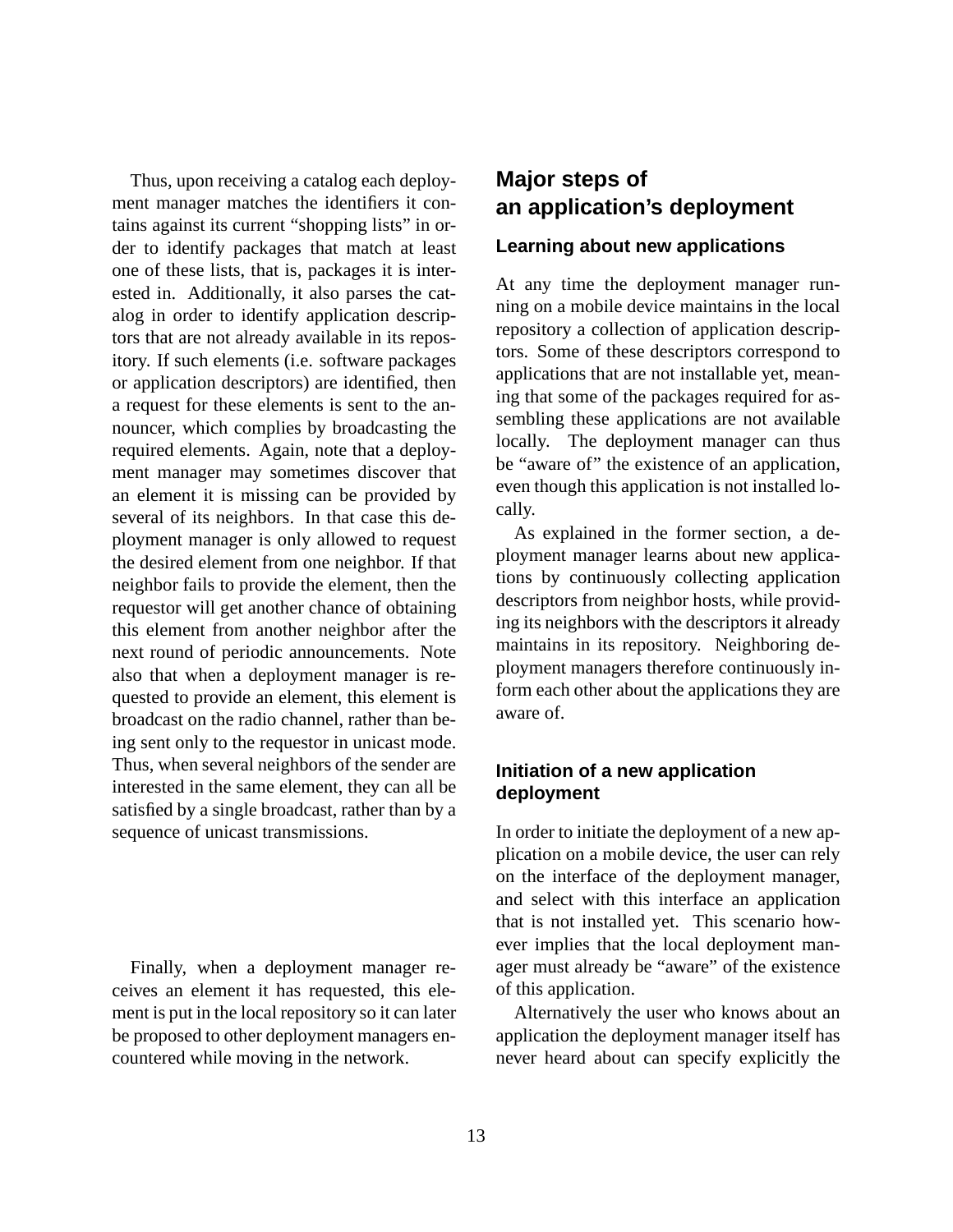Thus, upon receiving a catalog each deployment manager matches the identifiers it contains against its current "shopping lists" in order to identify packages that match at least one of these lists, that is, packages it is interested in. Additionally, it also parses the catalog in order to identify application descriptors that are not already available in its repository. If such elements (i.e. software packages or application descriptors) are identified, then a request for these elements is sent to the announcer, which complies by broadcasting the required elements. Again, note that a deployment manager may sometimes discover that an element it is missing can be provided by several of its neighbors. In that case this deployment manager is only allowed to request the desired element from one neighbor. If that neighbor fails to provide the element, then the requestor will get another chance of obtaining this element from another neighbor after the next round of periodic announcements. Note also that when a deployment manager is requested to provide an element, this element is broadcast on the radio channel, rather than being sent only to the requestor in unicast mode. Thus, when several neighbors of the sender are interested in the same element, they can all be satisfied by a single broadcast, rather than by a sequence of unicast transmissions.

Finally, when a deployment manager receives an element it has requested, this element is put in the local repository so it can later be proposed to other deployment managers encountered while moving in the network.

## Major steps of an application's deployment

### Learning about new applications

At any time the deployment manager running on a mobile device maintains in the local repository a collection of application descriptors. Some of these descriptors correspond to applications that are not installable yet, meaning that some of the packages required for assembling these applications are not available locally. The deployment manager can thus be "aware of" the existence of an application, even though this application is not installed locally.

As explained in the former section, a deployment manager learns about new applications by continuously collecting application descriptors from neighbor hosts, while providing its neighbors with the descriptors it already maintains in its repository. Neighboring deployment managers therefore continuously inform each other about the applications they are aware of.

### Initiation of a new application deployment

In order to initiate the deployment of a new application on a mobile device, the user can rely on the interface of the deployment manager, and select with this interface an application that is not installed yet. This scenario however implies that the local deployment manager must already be "aware" of the existence of this application.

Alternatively the user who knows about an application the deployment manager itself has never heard about can specify explicitly the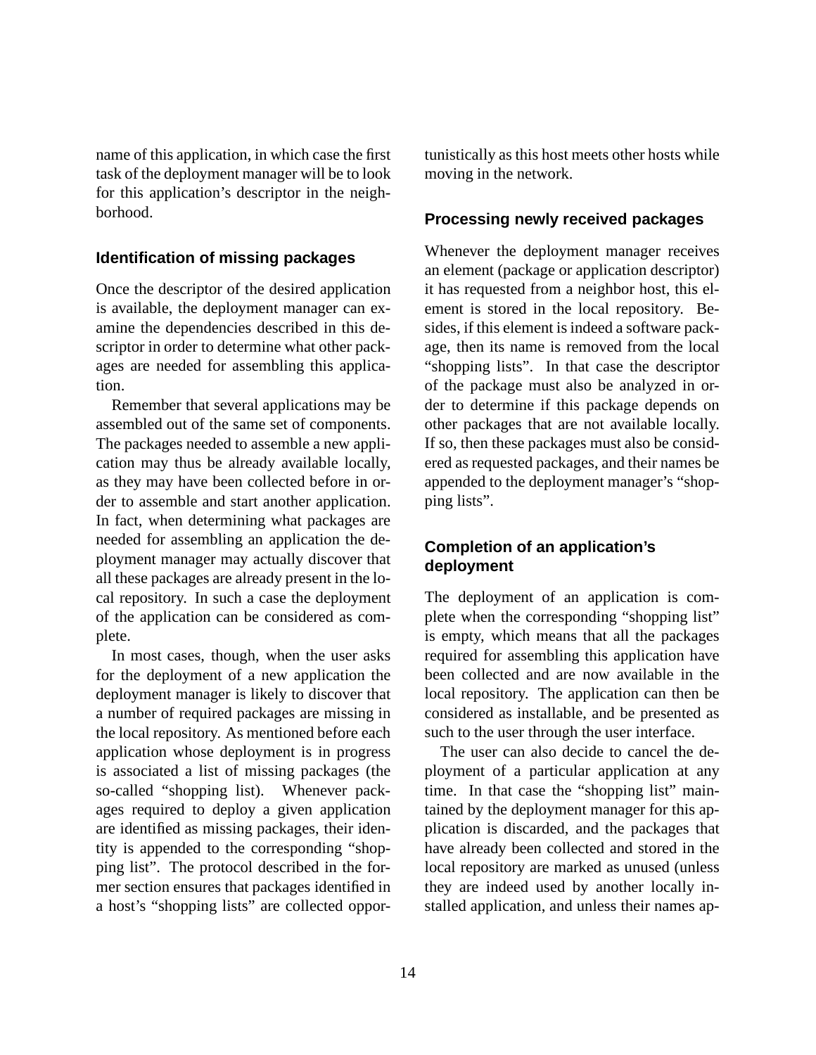name of this application, in which case the first task of the deployment manager will be to look for this application's descriptor in the neighborhood.

### Identification of missing packages

Once the descriptor of the desired application is available, the deployment manager can examine the dependencies described in this descriptor in order to determine what other packages are needed for assembling this application.

Remember that several applications may be assembled out of the same set of components. The packages needed to assemble a new application may thus be already available locally, as they may have been collected before in order to assemble and start another application. In fact, when determining what packages are needed for assembling an application the deployment manager may actually discover that all these packages are already present in the local repository. In such a case the deployment of the application can be considered as complete.

In most cases, though, when the user asks for the deployment of a new application the deployment manager is likely to discover that a number of required packages are missing in the local repository. As mentioned before each application whose deployment is in progress is associated a list of missing packages (the so-called "shopping list). Whenever packages required to deploy a given application are identified as missing packages, their identity is appended to the corresponding "shopping list". The protocol described in the former section ensures that packages identified in a host's "shopping lists" are collected opportunistically as this host meets other hosts while moving in the network.

### Processing newly received packages

Whenever the deployment manager receives an element (package or application descriptor) it has requested from a neighbor host, this element is stored in the local repository. Besides, if this element is indeed a software package, then its name is removed from the local "shopping lists". In that case the descriptor of the package must also be analyzed in order to determine if this package depends on other packages that are not available locally. If so, then these packages must also be considered as requested packages, and their names be appended to the deployment manager's "shopping lists".

### Completion of an application's deployment

The deployment of an application is complete when the corresponding "shopping list" is empty, which means that all the packages required for assembling this application have been collected and are now available in the local repository. The application can then be considered as installable, and be presented as such to the user through the user interface.

The user can also decide to cancel the deployment of a particular application at any time. In that case the "shopping list" maintained by the deployment manager for this application is discarded, and the packages that have already been collected and stored in the local repository are marked as unused (unless they are indeed used by another locally installed application, and unless their names ap-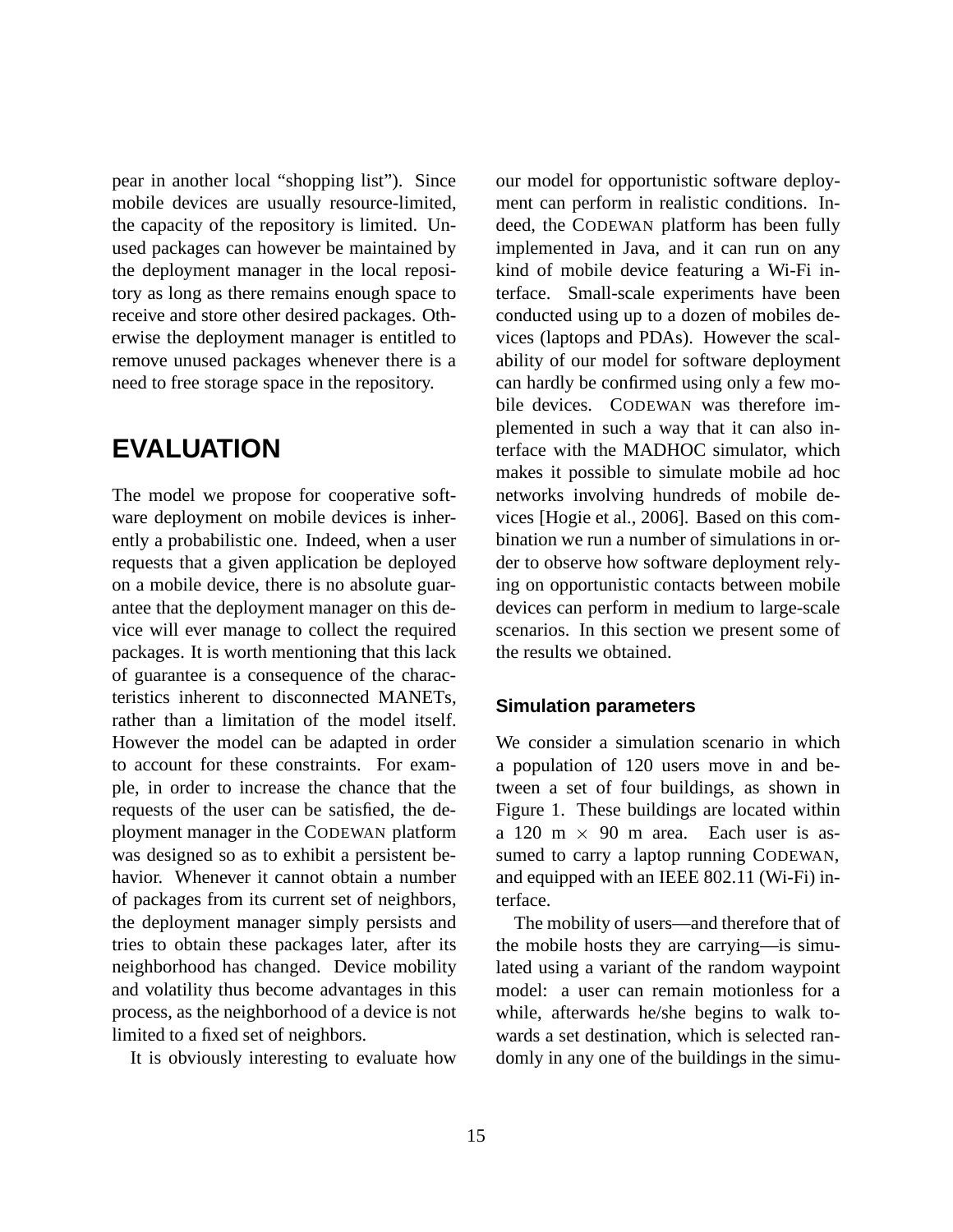pear in another local "shopping list"). Since mobile devices are usually resource-limited, the capacity of the repository is limited. Unused packages can however be maintained by the deployment manager in the local repository as long as there remains enough space to receive and store other desired packages. Otherwise the deployment manager is entitled to remove unused packages whenever there is a need to free storage space in the repository.

# EVALUATION

The model we propose for cooperative software deployment on mobile devices is inherently a probabilistic one. Indeed, when a user requests that a given application be deployed on a mobile device, there is no absolute guarantee that the deployment manager on this device will ever manage to collect the required packages. It is worth mentioning that this lack of guarantee is a consequence of the characteristics inherent to disconnected MANETs, rather than a limitation of the model itself. However the model can be adapted in order to account for these constraints. For example, in order to increase the chance that the requests of the user can be satisfied, the deployment manager in the CODEWAN platform was designed so as to exhibit a persistent behavior. Whenever it cannot obtain a number of packages from its current set of neighbors, the deployment manager simply persists and tries to obtain these packages later, after its neighborhood has changed. Device mobility and volatility thus become advantages in this process, as the neighborhood of a device is not limited to a fixed set of neighbors.

It is obviously interesting to evaluate how our model for opportunistic software deployment can perform in realistic conditions. Indeed, the CODEWAN platform has been fully implemented in Java, and it can run on any kind of mobile device featuring a Wi-Fi interface. Small-scale experiments have been conducted using up to a dozen of mobiles devices (laptops and PDAs). However the scalability of our model for software deployment can hardly be confirmed using only a few mobile devices. CODEWAN was therefore implemented in such a way that it can also interface with the MADHOC simulator, which makes it possible to simulate mobile ad hoc networks involving hundreds of mobile devices [Hogie et al., 2006]. Based on this combination we run a number of simulations in order to observe how software deployment relying on opportunistic contacts between mobile devices can perform in medium to large-scale scenarios. In this section we present some of the results we obtained.

## Simulation parameters

We consider a simulation scenario in which a population of 120 users move in and between a set of four buildings, as shown in Figure 1. These buildings are located within a 120 m $\times$ 90 m area. Each user is assumed to carry a laptop running CODEWAN, and equipped with an IEEE 802.11 (Wi-Fi) interface.

The mobility of users—and therefore that of the mobile hosts they are carrying—is simulated using a variant of the random waypoint model: a user can remain motionless for a while, afterwards he/she begins to walk towards a set destination, which is selected randomly in any one of the buildings in the simu-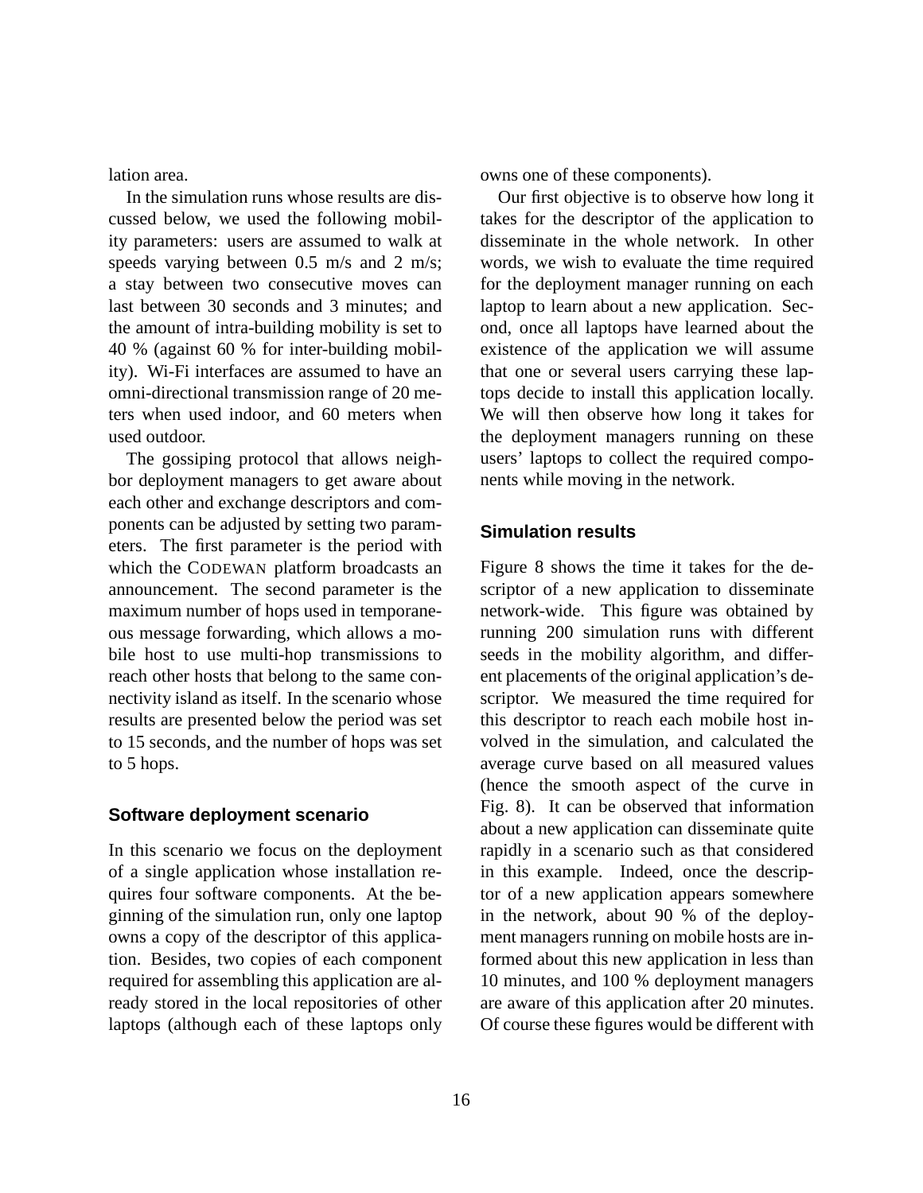lation area.

In the simulation runs whose results are discussed below, we used the following mobility parameters: users are assumed to walk at speeds varying between 0.5 m/s and 2 m/s; a stay between two consecutive moves can last between 30 seconds and 3 minutes; and the amount of intra-building mobility is set to 40 % (against 60 % for inter-building mobility). Wi-Fi interfaces are assumed to have an omni-directional transmission range of 20 meters when used indoor, and 60 meters when used outdoor.

The gossiping protocol that allows neighbor deployment managers to get aware about each other and exchange descriptors and components can be adjusted by setting two parameters. The first parameter is the period with which the CODEWAN platform broadcasts an announcement. The second parameter is the maximum number of hops used in temporaneous message forwarding, which allows a mobile host to use multi-hop transmissions to reach other hosts that belong to the same connectivity island as itself. In the scenario whose results are presented below the period was set to 15 seconds, and the number of hops was set to 5 hops.

### Software deployment scenario

In this scenario we focus on the deployment of a single application whose installation requires four software components. At the beginning of the simulation run, only one laptop owns a copy of the descriptor of this application. Besides, two copies of each component required for assembling this application are already stored in the local repositories of other laptops (although each of these laptops only owns one of these components).

Our first objective is to observe how long it takes for the descriptor of the application to disseminate in the whole network. In other words, we wish to evaluate the time required for the deployment manager running on each laptop to learn about a new application. Second, once all laptops have learned about the existence of the application we will assume that one or several users carrying these laptops decide to install this application locally. We will then observe how long it takes for the deployment managers running on these users' laptops to collect the required components while moving in the network.

### Simulation results

Figure 8 shows the time it takes for the descriptor of a new application to disseminate network-wide. This figure was obtained by running 200 simulation runs with different seeds in the mobility algorithm, and different placements of the original application's descriptor. We measured the time required for this descriptor to reach each mobile host involved in the simulation, and calculated the average curve based on all measured values (hence the smooth aspect of the curve in Fig. 8). It can be observed that information about a new application can disseminate quite rapidly in a scenario such as that considered in this example. Indeed, once the descriptor of a new application appears somewhere in the network, about 90 % of the deployment managers running on mobile hosts are informed about this new application in less than 10 minutes, and 100 % deployment managers are aware of this application after 20 minutes. Of course these figures would be different with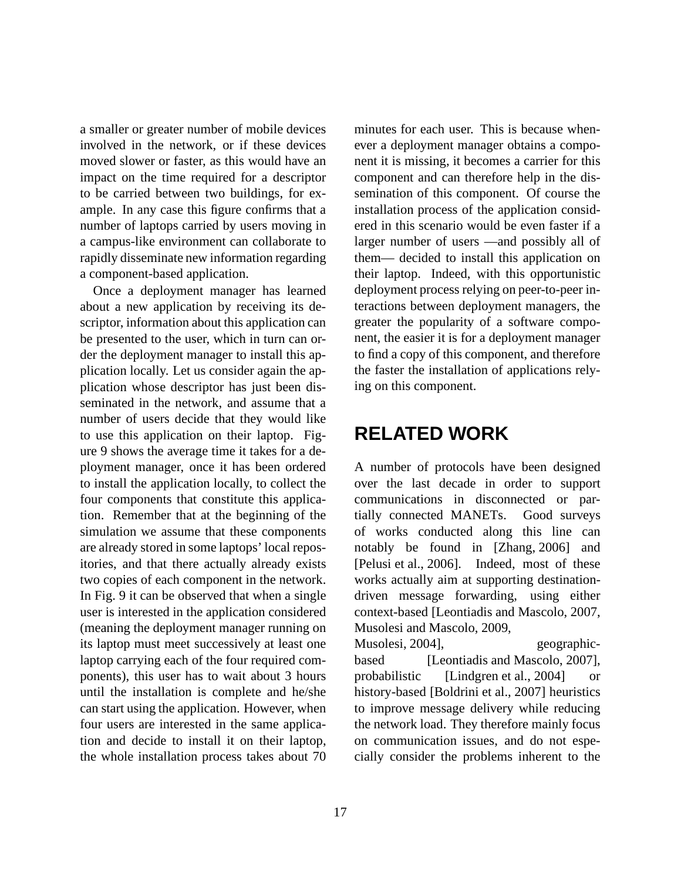a smaller or greater number of mobile devices involved in the network, or if these devices moved slower or faster, as this would have an impact on the time required for a descriptor to be carried between two buildings, for example. In any case this figure confirms that a number of laptops carried by users moving in a campus-like environment can collaborate to rapidly disseminate new information regarding a component-based application.

Once a deployment manager has learned about a new application by receiving its descriptor, information about this application can be presented to the user, which in turn can order the deployment manager to install this application locally. Let us consider again the application whose descriptor has just been disseminated in the network, and assume that a number of users decide that they would like to use this application on their laptop. Figure 9 shows the average time it takes for a deployment manager, once it has been ordered to install the application locally, to collect the four components that constitute this application. Remember that at the beginning of the simulation we assume that these components are already stored in some laptops' local repositories, and that there actually already exists two copies of each component in the network. In Fig. 9 it can be observed that when a single user is interested in the application considered (meaning the deployment manager running on its laptop must meet successively at least one laptop carrying each of the four required components), this user has to wait about 3 hours until the installation is complete and he/she can start using the application. However, when four users are interested in the same application and decide to install it on their laptop, the whole installation process takes about 70 minutes for each user. This is because whenever a deployment manager obtains a component it is missing, it becomes a carrier for this component and can therefore help in the dissemination of this component. Of course the installation process of the application considered in this scenario would be even faster if a larger number of users —and possibly all of them— decided to install this application on their laptop. Indeed, with this opportunistic deployment process relying on peer-to-peer interactions between deployment managers, the greater the popularity of a software component, the easier it is for a deployment manager to find a copy of this component, and therefore the faster the installation of applications relying on this component.

# RELATED WORK

A number of protocols have been designed over the last decade in order to support communications in disconnected or partially connected MANETs. Good surveys of works conducted along this line can notably be found in [Zhang, 2006] and [Pelusi et al., 2006]. Indeed, most of these works actually aim at supporting destination-driven message forwarding, using either context-based [Leontiadis and Mascolo, 2007, Musolesi and Mascolo, 2009, Musolesi, 2004], geographic-based [Leontiadis and Mascolo, 2007], probabilistic [Lindgren et al., 2004] or history-based [Boldrini et al., 2007] heuristics to improve message delivery while reducing the network load. They therefore mainly focus on communication issues, and do not especially consider the problems inherent to the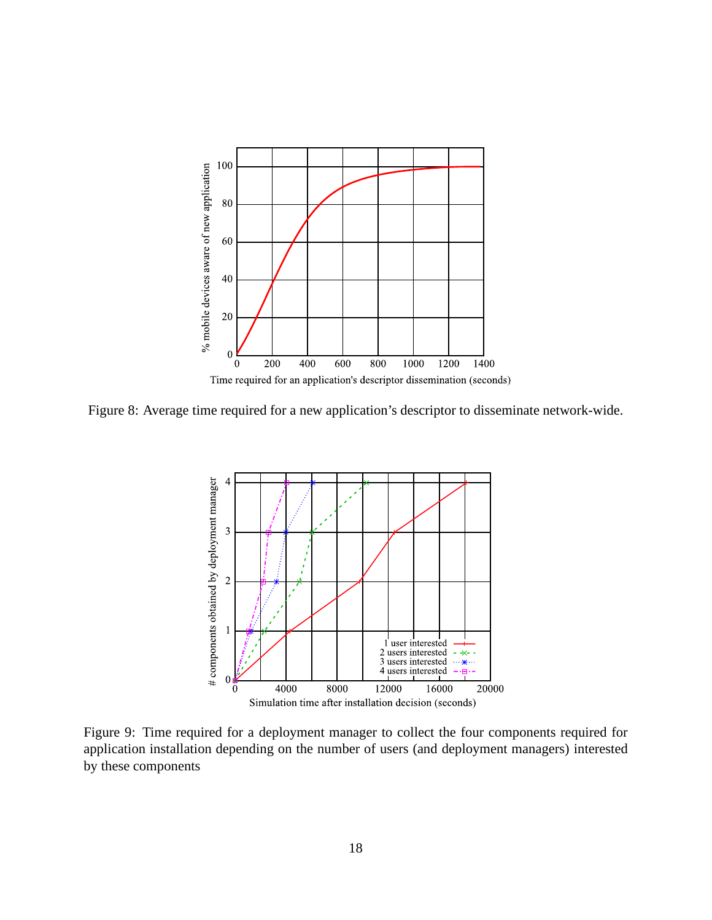Figure 8: Average time required for a new application's descriptor to disseminate network-wide.

Figure 9: Time required for a deployment manager to collect the four components required for application installation depending on the number of users (and deployment managers) interested by these components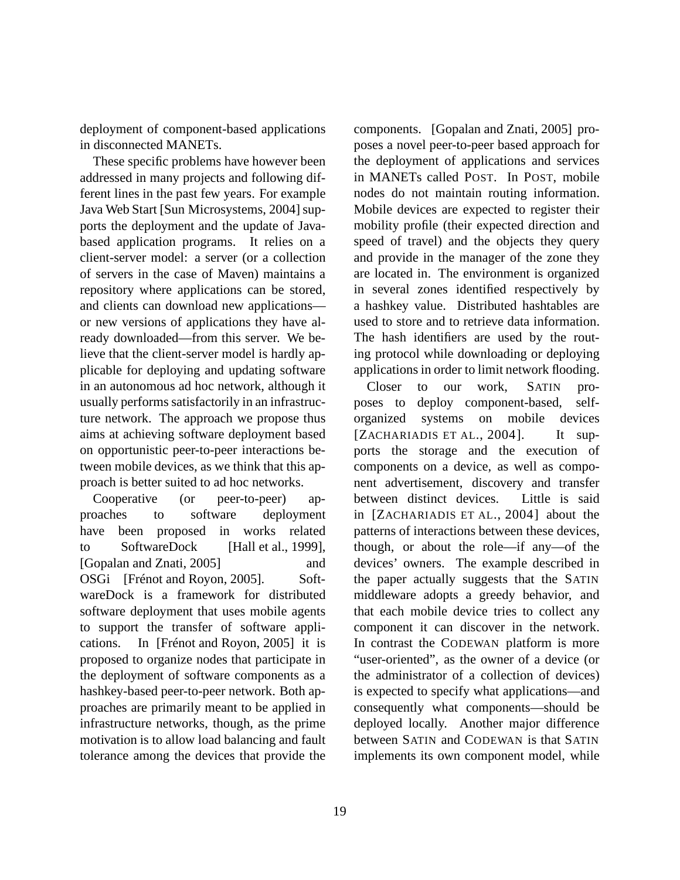deployment of component-based applications in disconnected MANETs.

These specific problems have however been addressed in many projects and following different lines in the past few years. For example Java Web Start [Sun Microsystems, 2004] supports the deployment and the update of Java-based application programs. It relies on a client-server model: a server (or a collection of servers in the case of Maven) maintains a repository where applications can be stored, and clients can download new applications—or new versions of applications they have already downloaded—from this server. We believe that the client-server model is hardly applicable for deploying and updating software in an autonomous ad hoc network, although it usually performs satisfactorily in an infrastructure network. The approach we propose thus aims at achieving software deployment based on opportunistic peer-to-peer interactions between mobile devices, as we think that this approach is better suited to ad hoc networks.

Cooperative (or peer-to-peer) approaches to software deployment have been proposed in works related to SoftwareDock [Hall et al., 1999], [Gopalan and Znati, 2005] and OSGi [Frénot and Royon, 2005]. SoftwareDock is a framework for distributed software deployment that uses mobile agents to support the transfer of software applications. In [Frénot and Royon, 2005] it is proposed to organize nodes that participate in the deployment of software components as a hashkey-based peer-to-peer network. Both approaches are primarily meant to be applied in infrastructure networks, though, as the prime motivation is to allow load balancing and fault tolerance among the devices that provide the components. [Gopalan and Znati, 2005] proposes a novel peer-to-peer based approach for the deployment of applications and services in MANETs called POST. In POST, mobile nodes do not maintain routing information. Mobile devices are expected to register their mobility profile (their expected direction and speed of travel) and the objects they query and provide in the manager of the zone they are located in. The environment is organized in several zones identified respectively by a hashkey value. Distributed hashtables are used to store and to retrieve data information. The hash identifiers are used by the routing protocol while downloading or deploying applications in order to limit network flooding.

Closer to our work, SATIN proposes to deploy component-based, self-organized systems on mobile devices [ZACHARIADIS ET AL., 2004]. It supports the storage and the execution of components on a device, as well as component advertisement, discovery and transfer between distinct devices. Little is said in [ZACHARIADIS ET AL., 2004] about the patterns of interactions between these devices, though, or about the role—if any—of the devices' owners. The example described in the paper actually suggests that the SATIN middleware adopts a greedy behavior, and that each mobile device tries to collect any component it can discover in the network. In contrast the CODEWAN platform is more "user-oriented", as the owner of a device (or the administrator of a collection of devices) is expected to specify what applications—and consequently what components—should be deployed locally. Another major difference between SATIN and CODEWAN is that SATIN implements its own component model, while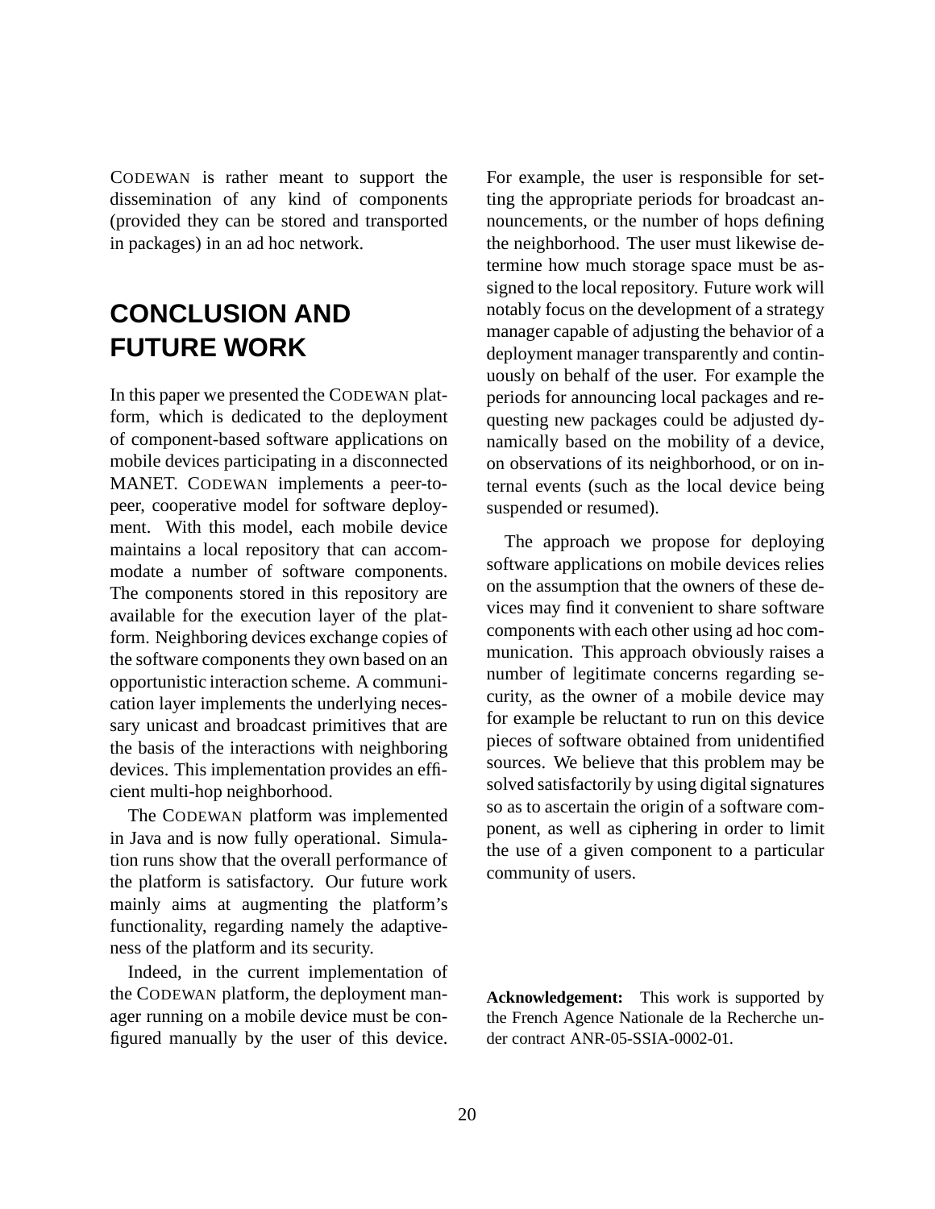CODEWAN is rather meant to support the dissemination of any kind of components (provided they can be stored and transported in packages) in an ad hoc network.

# CONCLUSION AND FUTURE WORK

In this paper we presented the CODEWAN platform, which is dedicated to the deployment of component-based software applications on mobile devices participating in a disconnected MANET. CODEWAN implements a peer-to-peer, cooperative model for software deployment. With this model, each mobile device maintains a local repository that can accommodate a number of software components. The components stored in this repository are available for the execution layer of the platform. Neighboring devices exchange copies of the software components they own based on an opportunistic interaction scheme. A communication layer implements the underlying necessary unicast and broadcast primitives that are the basis of the interactions with neighboring devices. This implementation provides an efficient multi-hop neighborhood.

The CODEWAN platform was implemented in Java and is now fully operational. Simulation runs show that the overall performance of the platform is satisfactory. Our future work mainly aims at augmenting the platform's functionality, regarding namely the adaptiveness of the platform and its security.

Indeed, in the current implementation of the CODEWAN platform, the deployment manager running on a mobile device must be configured manually by the user of this device. For example, the user is responsible for setting the appropriate periods for broadcast announcements, or the number of hops defining the neighborhood. The user must likewise determine how much storage space must be assigned to the local repository. Future work will notably focus on the development of a strategy manager capable of adjusting the behavior of a deployment manager transparently and continuously on behalf of the user. For example the periods for announcing local packages and requesting new packages could be adjusted dynamically based on the mobility of a device, on observations of its neighborhood, or on internal events (such as the local device being suspended or resumed).

The approach we propose for deploying software applications on mobile devices relies on the assumption that the owners of these devices may find it convenient to share software components with each other using ad hoc communication. This approach obviously raises a number of legitimate concerns regarding security, as the owner of a mobile device may for example be reluctant to run on this device pieces of software obtained from unidentified sources. We believe that this problem may be solved satisfactorily by using digital signatures so as to ascertain the origin of a software component, as well as ciphering in order to limit the use of a given component to a particular community of users.

**Acknowledgement:** This work is supported by the French Agence Nationale de la Recherche under contract ANR-05-SSIA-0002-01.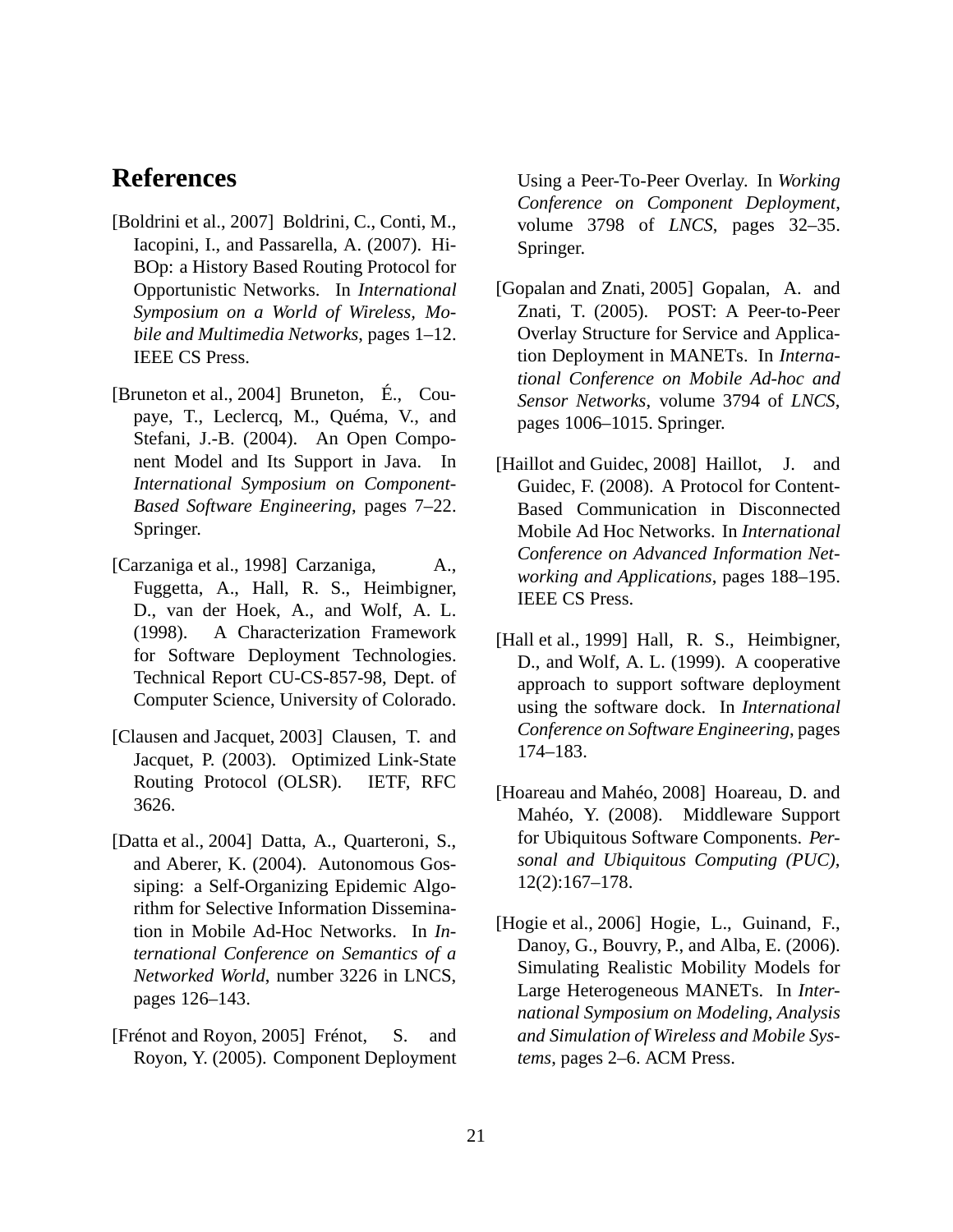# References

[Boldrini et al., 2007] Boldrini, C., Conti, M., Iacopini, I., and Passarella, A. (2007). HiBOp: a History Based Routing Protocol for Opportunistic Networks. In *International Symposium on a World of Wireless, Mobile and Multimedia Networks*, pages 1–12. IEEE CS Press.

[Bruneton et al., 2004] Bruneton, É., Coupaye, T., Leclercq, M., Quéma, V., and Stefani, J.-B. (2004). An Open Component Model and Its Support in Java. In *International Symposium on Component-Based Software Engineering*, pages 7–22. Springer.

[Carzaniga et al., 1998] Carzaniga, A., Fuggetta, A., Hall, R. S., Heimbigner, D., van der Hoek, A., and Wolf, A. L. (1998). A Characterization Framework for Software Deployment Technologies. Technical Report CU-CS-857-98, Dept. of Computer Science, University of Colorado.

[Clausen and Jacquet, 2003] Clausen, T. and Jacquet, P. (2003). Optimized Link-State Routing Protocol (OLSR). IETF, RFC 3626.

[Datta et al., 2004] Datta, A., Quarteroni, S., and Aberer, K. (2004). Autonomous Gossiping: a Self-Organizing Epidemic Algorithm for Selective Information Dissemination in Mobile Ad-Hoc Networks. In *International Conference on Semantics of a Networked World*, number 3226 in LNCS, pages 126–143.

[Frénot and Royon, 2005] Frénot, S. and Royon, Y. (2005). Component Deployment Using a Peer-To-Peer Overlay. In *Working Conference on Component Deployment*, volume 3798 of *LNCS*, pages 32–35. Springer.

[Gopalan and Znati, 2005] Gopalan, A. and Znati, T. (2005). POST: A Peer-to-Peer Overlay Structure for Service and Application Deployment in MANETs. In *International Conference on Mobile Ad-hoc and Sensor Networks*, volume 3794 of *LNCS*, pages 1006–1015. Springer.

[Haillot and Guidec, 2008] Haillot, J. and Guidec, F. (2008). A Protocol for Content-Based Communication in Disconnected Mobile Ad Hoc Networks. In *International Conference on Advanced Information Networking and Applications*, pages 188–195. IEEE CS Press.

[Hall et al., 1999] Hall, R. S., Heimbigner, D., and Wolf, A. L. (1999). A cooperative approach to support software deployment using the software dock. In *International Conference on Software Engineering*, pages 174–183.

[Hoareau and Mahéo, 2008] Hoareau, D. and Mahéo, Y. (2008). Middleware Support for Ubiquitous Software Components. *Personal and Ubiquitous Computing (PUC)*, 12(2):167–178.

[Hogie et al., 2006] Hogie, L., Guinand, F., Danoy, G., Bouvry, P., and Alba, E. (2006). Simulating Realistic Mobility Models for Large Heterogeneous MANETs. In *International Symposium on Modeling, Analysis and Simulation of Wireless and Mobile Systems*, pages 2–6. ACM Press.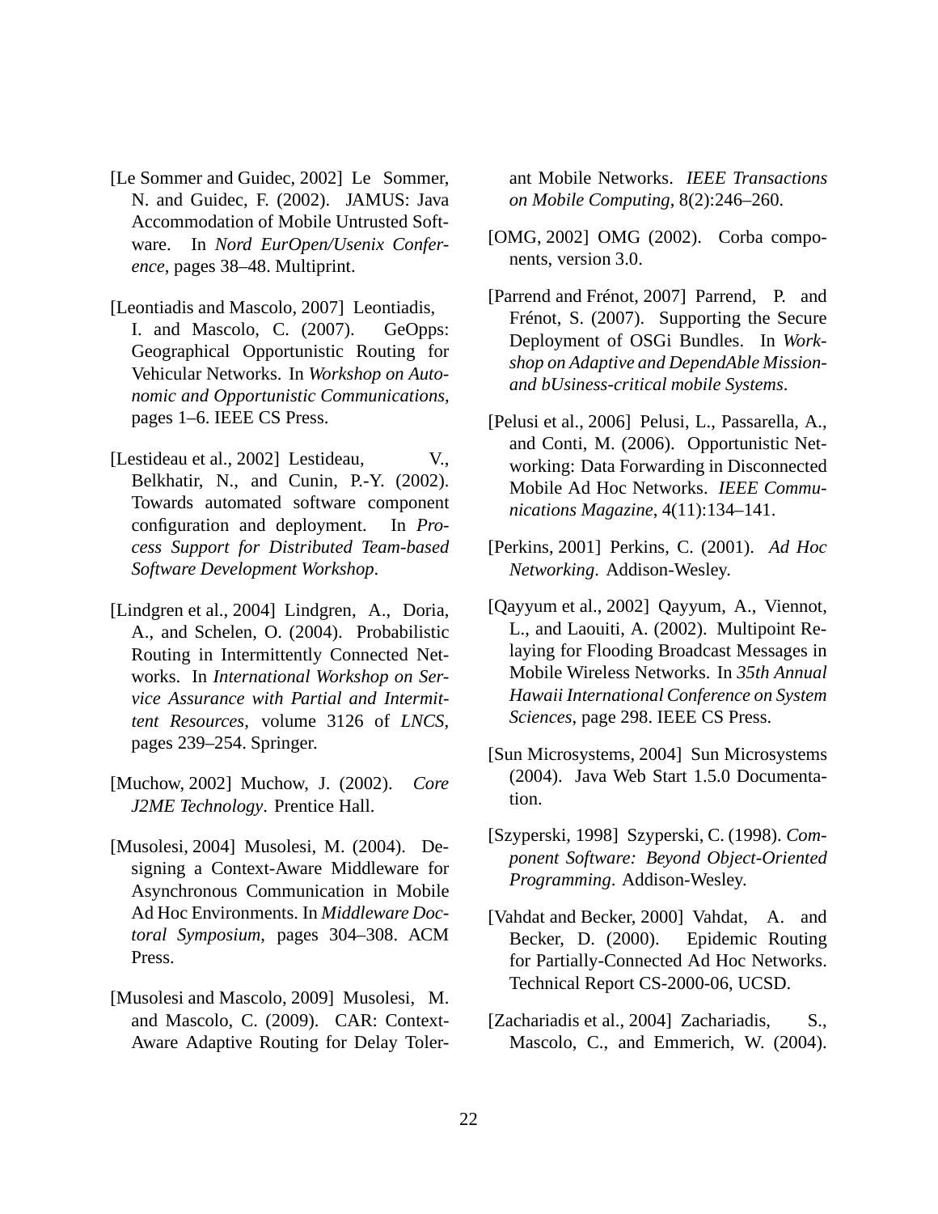[Le Sommer and Guidec, 2002] Le Sommer, N. and Guidec, F. (2002). JAMUS: Java Accommodation of Mobile Untrusted Software. In *Nord EurOpen/Usenix Conference*, pages 38–48. Multiprint.

[Leontiadis and Mascolo, 2007] Leontiadis, I. and Mascolo, C. (2007). GeOpps: Geographical Opportunistic Routing for Vehicular Networks. In *Workshop on Autonomic and Opportunistic Communications*, pages 1–6. IEEE CS Press.

[Lestideau et al., 2002] Lestideau, V., Belkhatir, N., and Cunin, P.-Y. (2002). Towards automated software component configuration and deployment. In *Process Support for Distributed Team-based Software Development Workshop*.

[Lindgren et al., 2004] Lindgren, A., Doria, A., and Schelen, O. (2004). Probabilistic Routing in Intermittently Connected Networks. In *International Workshop on Service Assurance with Partial and Intermittent Resources*, volume 3126 of *LNCS*, pages 239–254. Springer.

[Muchow, 2002] Muchow, J. (2002). *Core J2ME Technology*. Prentice Hall.

[Musolesi, 2004] Musolesi, M. (2004). Designing a Context-Aware Middleware for Asynchronous Communication in Mobile Ad Hoc Environments. In *Middleware Doctoral Symposium*, pages 304–308. ACM Press.

[Musolesi and Mascolo, 2009] Musolesi, M. and Mascolo, C. (2009). CAR: Context-Aware Adaptive Routing for Delay Tolerant Mobile Networks. *IEEE Transactions on Mobile Computing*, 8(2):246–260.

[OMG, 2002] OMG (2002). Corba components, version 3.0.

[Parrend and Frénot, 2007] Parrend, P. and Frénot, S. (2007). Supporting the Secure Deployment of OSGi Bundles. In *Workshop on Adaptive and DependAble Mission- and bUsiness-critical mobile Systems*.

[Pelusi et al., 2006] Pelusi, L., Passarella, A., and Conti, M. (2006). Opportunistic Networking: Data Forwarding in Disconnected Mobile Ad Hoc Networks. *IEEE Communications Magazine*, 4(11):134–141.

[Perkins, 2001] Perkins, C. (2001). *Ad Hoc Networking*. Addison-Wesley.

[Qayyum et al., 2002] Qayyum, A., Viennot, L., and Laouiti, A. (2002). Multipoint Relaying for Flooding Broadcast Messages in Mobile Wireless Networks. In *35th Annual Hawaii International Conference on System Sciences*, page 298. IEEE CS Press.

[Sun Microsystems, 2004] Sun Microsystems (2004). Java Web Start 1.5.0 Documentation.

[Szyperski, 1998] Szyperski, C. (1998). *Component Software: Beyond Object-Oriented Programming*. Addison-Wesley.

[Vahdat and Becker, 2000] Vahdat, A. and Becker, D. (2000). Epidemic Routing for Partially-Connected Ad Hoc Networks. Technical Report CS-2000-06, UCSD.

[Zachariadis et al., 2004] Zachariadis, S., Mascolo, C., and Emmerich, W. (2004).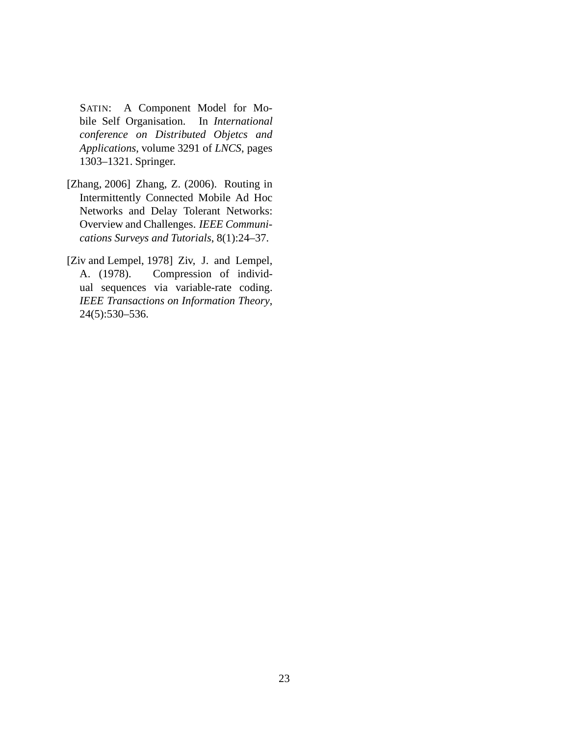SATIN: A Component Model for Mobile Self Organisation. In *International conference on Distributed Objetcs and Applications*, volume 3291 of *LNCS*, pages 1303–1321. Springer.

[Zhang, 2006] Zhang, Z. (2006). Routing in Intermittently Connected Mobile Ad Hoc Networks and Delay Tolerant Networks: Overview and Challenges. *IEEE Communications Surveys and Tutorials*, 8(1):24–37.

[Ziv and Lempel, 1978] Ziv, J. and Lempel, A. (1978). Compression of individual sequences via variable-rate coding. *IEEE Transactions on Information Theory*, 24(5):530–536.